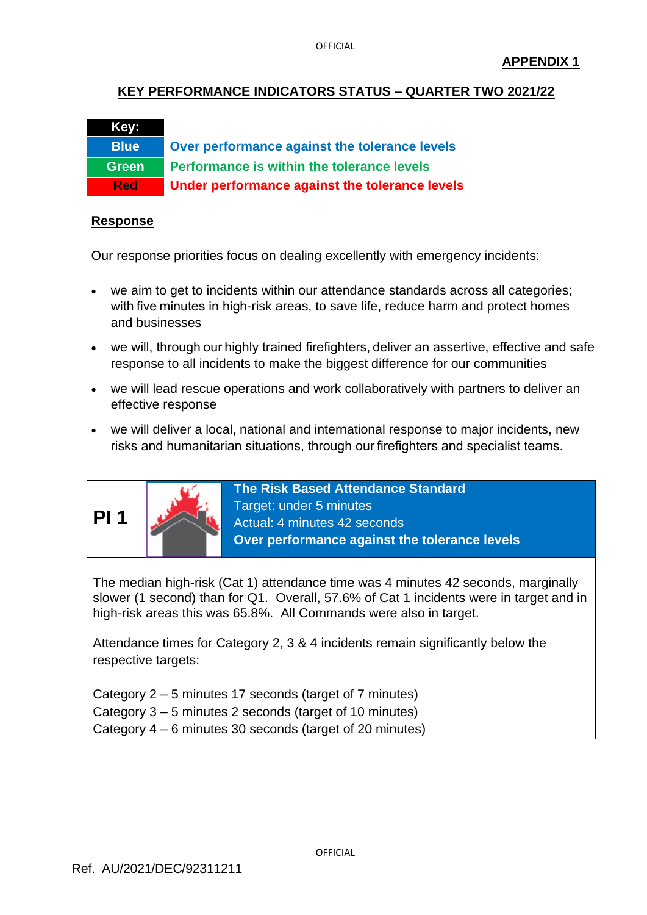**APPENDIX 1**

## KEY PERFORMANCE INDICATORS STATUS – QUARTER TWO 2021/22

| Key: | |
|---|---|
| Blue | Over performance against the tolerance levels |
| Green | Performance is within the tolerance levels |
| Red | Under performance against the tolerance levels |

### Response

Our response priorities focus on dealing excellently with emergency incidents:

- we aim to get to incidents within our attendance standards across all categories; with five minutes in high-risk areas, to save life, reduce harm and protect homes and businesses
- we will, through our highly trained firefighters, deliver an assertive, effective and safe response to all incidents to make the biggest difference for our communities
- we will lead rescue operations and work collaboratively with partners to deliver an effective response
- we will deliver a local, national and international response to major incidents, new risks and humanitarian situations, through our firefighters and specialist teams.

**PI 1**

**The Risk Based Attendance Standard**
Target: under 5 minutes
Actual: 4 minutes 42 seconds
**Over performance against the tolerance levels**

The median high-risk (Cat 1) attendance time was 4 minutes 42 seconds, marginally slower (1 second) than for Q1. Overall, 57.6% of Cat 1 incidents were in target and in high-risk areas this was 65.8%. All Commands were also in target.

Attendance times for Category 2, 3 & 4 incidents remain significantly below the respective targets:

Category 2 – 5 minutes 17 seconds (target of 7 minutes)
Category 3 – 5 minutes 2 seconds (target of 10 minutes)
Category 4 – 6 minutes 30 seconds (target of 20 minutes)

Ref. AU/2021/DEC/92311211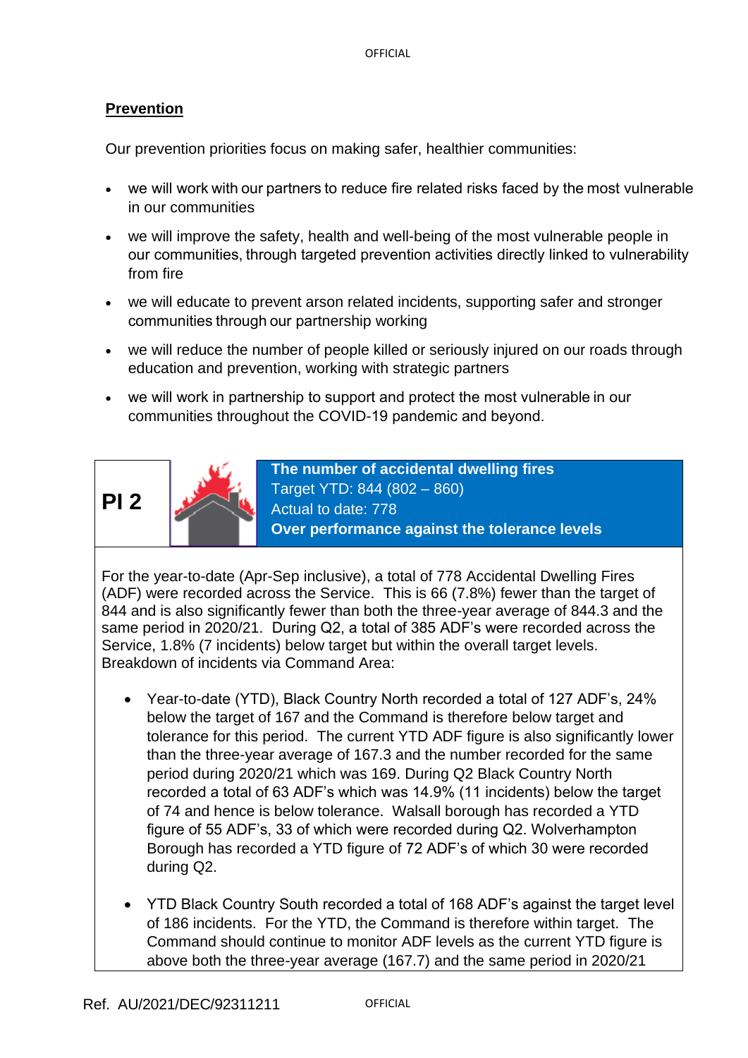## Prevention

Our prevention priorities focus on making safer, healthier communities:

- we will work with our partners to reduce fire related risks faced by the most vulnerable in our communities
- we will improve the safety, health and well-being of the most vulnerable people in our communities, through targeted prevention activities directly linked to vulnerability from fire
- we will educate to prevent arson related incidents, supporting safer and stronger communities through our partnership working
- we will reduce the number of people killed or seriously injured on our roads through education and prevention, working with strategic partners
- we will work in partnership to support and protect the most vulnerable in our communities throughout the COVID-19 pandemic and beyond.

| PI 2 | **The number of accidental dwelling fires**<br>Target YTD: 844 (802 – 860)<br>Actual to date: 778<br>**Over performance against the tolerance levels** |
|---|---|

For the year-to-date (Apr-Sep inclusive), a total of 778 Accidental Dwelling Fires (ADF) were recorded across the Service. This is 66 (7.8%) fewer than the target of 844 and is also significantly fewer than both the three-year average of 844.3 and the same period in 2020/21. During Q2, a total of 385 ADF's were recorded across the Service, 1.8% (7 incidents) below target but within the overall target levels. Breakdown of incidents via Command Area:

- Year-to-date (YTD), Black Country North recorded a total of 127 ADF's, 24% below the target of 167 and the Command is therefore below target and tolerance for this period. The current YTD ADF figure is also significantly lower than the three-year average of 167.3 and the number recorded for the same period during 2020/21 which was 169. During Q2 Black Country North recorded a total of 63 ADF's which was 14.9% (11 incidents) below the target of 74 and hence is below tolerance. Walsall borough has recorded a YTD figure of 55 ADF's, 33 of which were recorded during Q2. Wolverhampton Borough has recorded a YTD figure of 72 ADF's of which 30 were recorded during Q2.
- YTD Black Country South recorded a total of 168 ADF's against the target level of 186 incidents. For the YTD, the Command is therefore within target. The Command should continue to monitor ADF levels as the current YTD figure is above both the three-year average (167.7) and the same period in 2020/21

Ref. AU/2021/DEC/92311211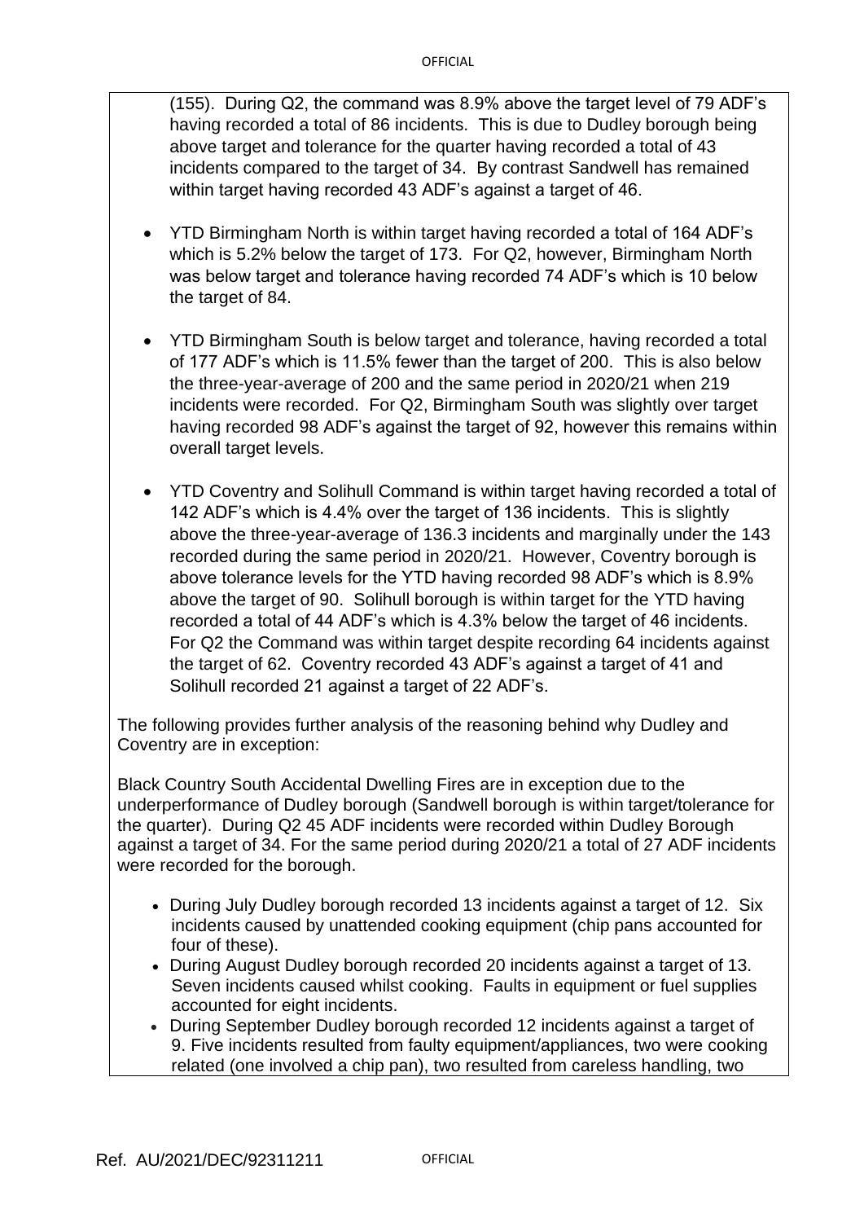(155). During Q2, the command was 8.9% above the target level of 79 ADF's having recorded a total of 86 incidents. This is due to Dudley borough being above target and tolerance for the quarter having recorded a total of 43 incidents compared to the target of 34. By contrast Sandwell has remained within target having recorded 43 ADF's against a target of 46.

- YTD Birmingham North is within target having recorded a total of 164 ADF's which is 5.2% below the target of 173. For Q2, however, Birmingham North was below target and tolerance having recorded 74 ADF's which is 10 below the target of 84.

- YTD Birmingham South is below target and tolerance, having recorded a total of 177 ADF's which is 11.5% fewer than the target of 200. This is also below the three-year-average of 200 and the same period in 2020/21 when 219 incidents were recorded. For Q2, Birmingham South was slightly over target having recorded 98 ADF's against the target of 92, however this remains within overall target levels.

- YTD Coventry and Solihull Command is within target having recorded a total of 142 ADF's which is 4.4% over the target of 136 incidents. This is slightly above the three-year-average of 136.3 incidents and marginally under the 143 recorded during the same period in 2020/21. However, Coventry borough is above tolerance levels for the YTD having recorded 98 ADF's which is 8.9% above the target of 90. Solihull borough is within target for the YTD having recorded a total of 44 ADF's which is 4.3% below the target of 46 incidents. For Q2 the Command was within target despite recording 64 incidents against the target of 62. Coventry recorded 43 ADF's against a target of 41 and Solihull recorded 21 against a target of 22 ADF's.

The following provides further analysis of the reasoning behind why Dudley and Coventry are in exception:

Black Country South Accidental Dwelling Fires are in exception due to the underperformance of Dudley borough (Sandwell borough is within target/tolerance for the quarter). During Q2 45 ADF incidents were recorded within Dudley Borough against a target of 34. For the same period during 2020/21 a total of 27 ADF incidents were recorded for the borough.

- During July Dudley borough recorded 13 incidents against a target of 12. Six incidents caused by unattended cooking equipment (chip pans accounted for four of these).
- During August Dudley borough recorded 20 incidents against a target of 13. Seven incidents caused whilst cooking. Faults in equipment or fuel supplies accounted for eight incidents.
- During September Dudley borough recorded 12 incidents against a target of 9. Five incidents resulted from faulty equipment/appliances, two were cooking related (one involved a chip pan), two resulted from careless handling, two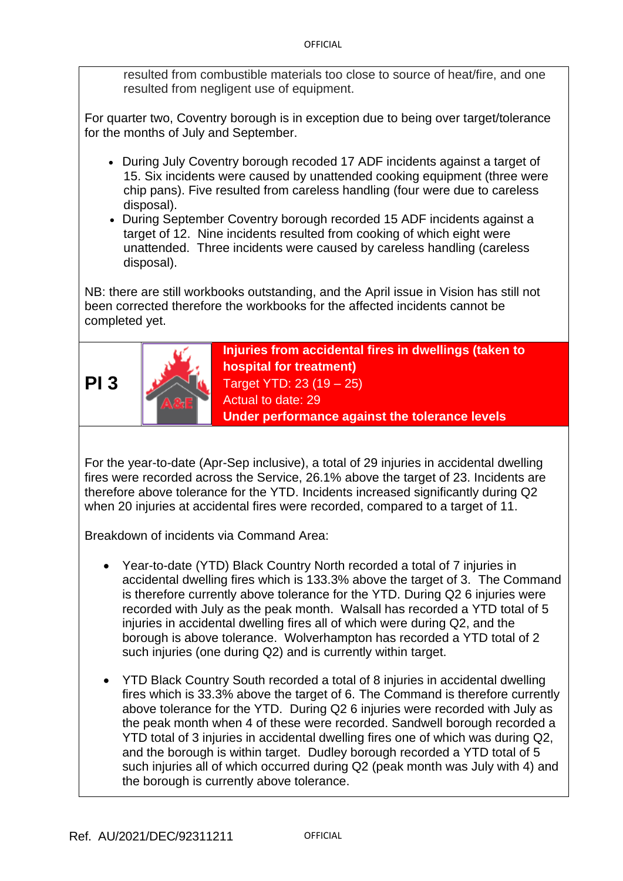resulted from combustible materials too close to source of heat/fire, and one resulted from negligent use of equipment.

For quarter two, Coventry borough is in exception due to being over target/tolerance for the months of July and September.

- During July Coventry borough recoded 17 ADF incidents against a target of 15. Six incidents were caused by unattended cooking equipment (three were chip pans). Five resulted from careless handling (four were due to careless disposal).
- During September Coventry borough recorded 15 ADF incidents against a target of 12. Nine incidents resulted from cooking of which eight were unattended. Three incidents were caused by careless handling (careless disposal).

NB: there are still workbooks outstanding, and the April issue in Vision has still not been corrected therefore the workbooks for the affected incidents cannot be completed yet.

| **PI 3** | | **Injuries from accidental fires in dwellings (taken to hospital for treatment)**<br>Target YTD: 23 (19 – 25)<br>Actual to date: 29<br>**Under performance against the tolerance levels** |
|---|---|---|

For the year-to-date (Apr-Sep inclusive), a total of 29 injuries in accidental dwelling fires were recorded across the Service, 26.1% above the target of 23. Incidents are therefore above tolerance for the YTD. Incidents increased significantly during Q2 when 20 injuries at accidental fires were recorded, compared to a target of 11.

Breakdown of incidents via Command Area:

- Year-to-date (YTD) Black Country North recorded a total of 7 injuries in accidental dwelling fires which is 133.3% above the target of 3. The Command is therefore currently above tolerance for the YTD. During Q2 6 injuries were recorded with July as the peak month. Walsall has recorded a YTD total of 5 injuries in accidental dwelling fires all of which were during Q2, and the borough is above tolerance. Wolverhampton has recorded a YTD total of 2 such injuries (one during Q2) and is currently within target.

- YTD Black Country South recorded a total of 8 injuries in accidental dwelling fires which is 33.3% above the target of 6. The Command is therefore currently above tolerance for the YTD. During Q2 6 injuries were recorded with July as the peak month when 4 of these were recorded. Sandwell borough recorded a YTD total of 3 injuries in accidental dwelling fires one of which was during Q2, and the borough is within target. Dudley borough recorded a YTD total of 5 such injuries all of which occurred during Q2 (peak month was July with 4) and the borough is currently above tolerance.

Ref. AU/2021/DEC/92311211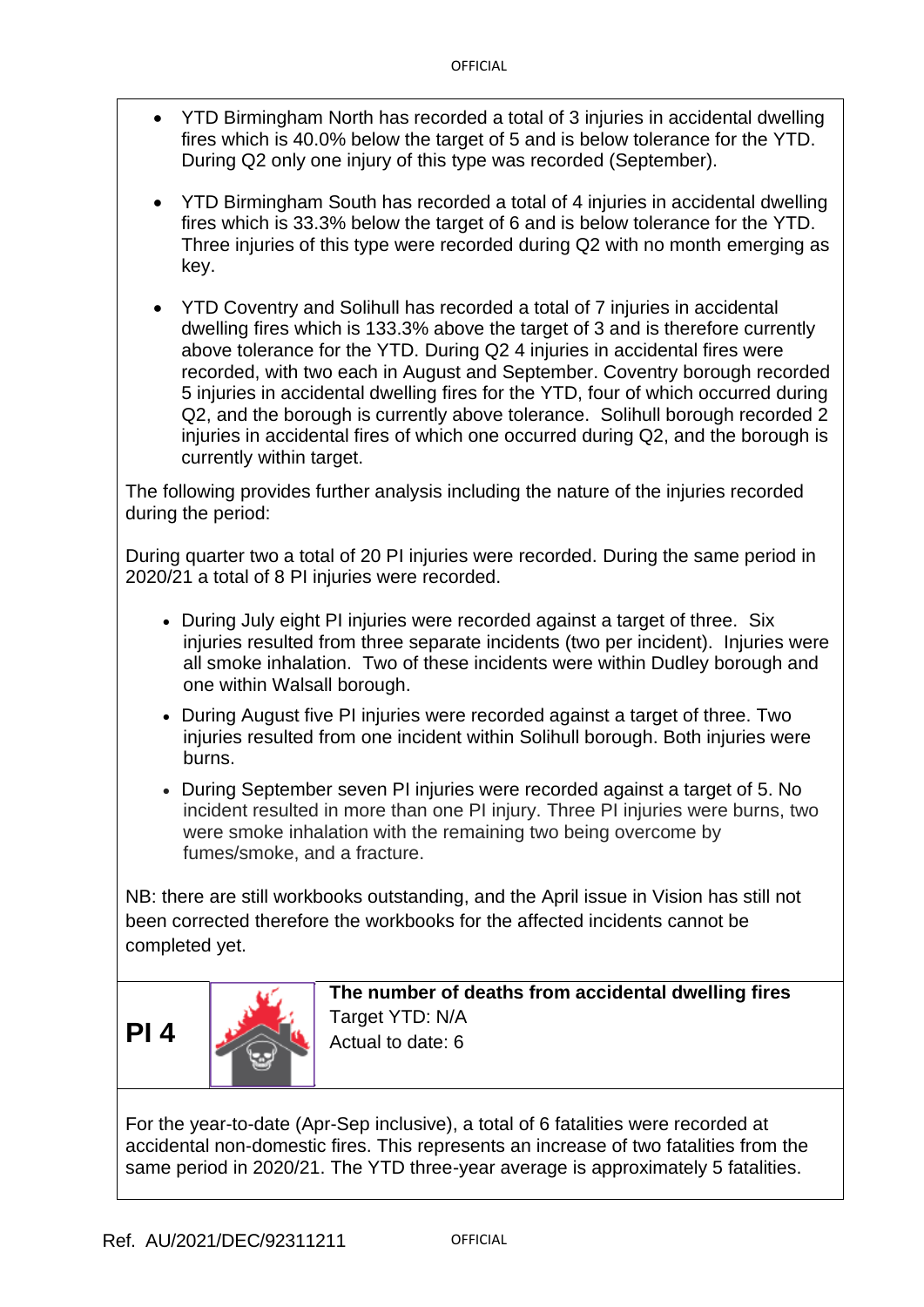- YTD Birmingham North has recorded a total of 3 injuries in accidental dwelling fires which is 40.0% below the target of 5 and is below tolerance for the YTD. During Q2 only one injury of this type was recorded (September).

- YTD Birmingham South has recorded a total of 4 injuries in accidental dwelling fires which is 33.3% below the target of 6 and is below tolerance for the YTD. Three injuries of this type were recorded during Q2 with no month emerging as key.

- YTD Coventry and Solihull has recorded a total of 7 injuries in accidental dwelling fires which is 133.3% above the target of 3 and is therefore currently above tolerance for the YTD. During Q2 4 injuries in accidental fires were recorded, with two each in August and September. Coventry borough recorded 5 injuries in accidental dwelling fires for the YTD, four of which occurred during Q2, and the borough is currently above tolerance. Solihull borough recorded 2 injuries in accidental fires of which one occurred during Q2, and the borough is currently within target.

The following provides further analysis including the nature of the injuries recorded during the period:

During quarter two a total of 20 PI injuries were recorded. During the same period in 2020/21 a total of 8 PI injuries were recorded.

- During July eight PI injuries were recorded against a target of three. Six injuries resulted from three separate incidents (two per incident). Injuries were all smoke inhalation. Two of these incidents were within Dudley borough and one within Walsall borough.
- During August five PI injuries were recorded against a target of three. Two injuries resulted from one incident within Solihull borough. Both injuries were burns.
- During September seven PI injuries were recorded against a target of 5. No incident resulted in more than one PI injury. Three PI injuries were burns, two were smoke inhalation with the remaining two being overcome by fumes/smoke, and a fracture.

NB: there are still workbooks outstanding, and the April issue in Vision has still not been corrected therefore the workbooks for the affected incidents cannot be completed yet.

| **PI 4** | | **The number of deaths from accidental dwelling fires**<br>Target YTD: N/A<br>Actual to date: 6 |
|---|---|---|

For the year-to-date (Apr-Sep inclusive), a total of 6 fatalities were recorded at accidental non-domestic fires. This represents an increase of two fatalities from the same period in 2020/21. The YTD three-year average is approximately 5 fatalities.

Ref. AU/2021/DEC/92311211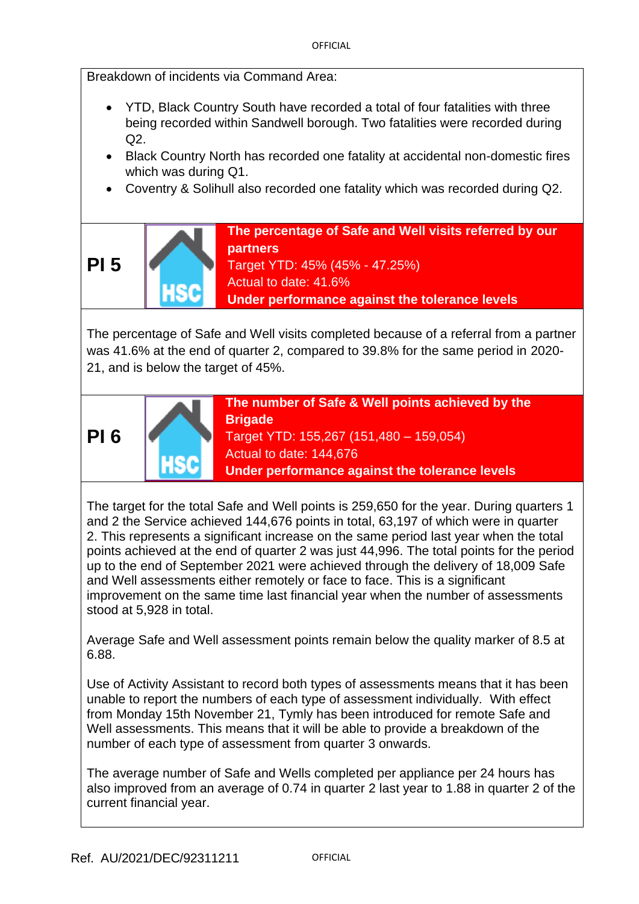Breakdown of incidents via Command Area:

- YTD, Black Country South have recorded a total of four fatalities with three being recorded within Sandwell borough. Two fatalities were recorded during Q2.
- Black Country North has recorded one fatality at accidental non-domestic fires which was during Q1.
- Coventry & Solihull also recorded one fatality which was recorded during Q2.

| **PI 5** | HSC | **The percentage of Safe and Well visits referred by our partners**<br>Target YTD: 45% (45% - 47.25%)<br>Actual to date: 41.6%<br>**Under performance against the tolerance levels** |
|---|---|---|

The percentage of Safe and Well visits completed because of a referral from a partner was 41.6% at the end of quarter 2, compared to 39.8% for the same period in 2020-21, and is below the target of 45%.

| **PI 6** | HSC | **The number of Safe & Well points achieved by the Brigade**<br>Target YTD: 155,267 (151,480 – 159,054)<br>Actual to date: 144,676<br>**Under performance against the tolerance levels** |
|---|---|---|

The target for the total Safe and Well points is 259,650 for the year. During quarters 1 and 2 the Service achieved 144,676 points in total, 63,197 of which were in quarter 2. This represents a significant increase on the same period last year when the total points achieved at the end of quarter 2 was just 44,996. The total points for the period up to the end of September 2021 were achieved through the delivery of 18,009 Safe and Well assessments either remotely or face to face. This is a significant improvement on the same time last financial year when the number of assessments stood at 5,928 in total.

Average Safe and Well assessment points remain below the quality marker of 8.5 at 6.88.

Use of Activity Assistant to record both types of assessments means that it has been unable to report the numbers of each type of assessment individually. With effect from Monday 15th November 21, Tymly has been introduced for remote Safe and Well assessments. This means that it will be able to provide a breakdown of the number of each type of assessment from quarter 3 onwards.

The average number of Safe and Wells completed per appliance per 24 hours has also improved from an average of 0.74 in quarter 2 last year to 1.88 in quarter 2 of the current financial year.

Ref. AU/2021/DEC/92311211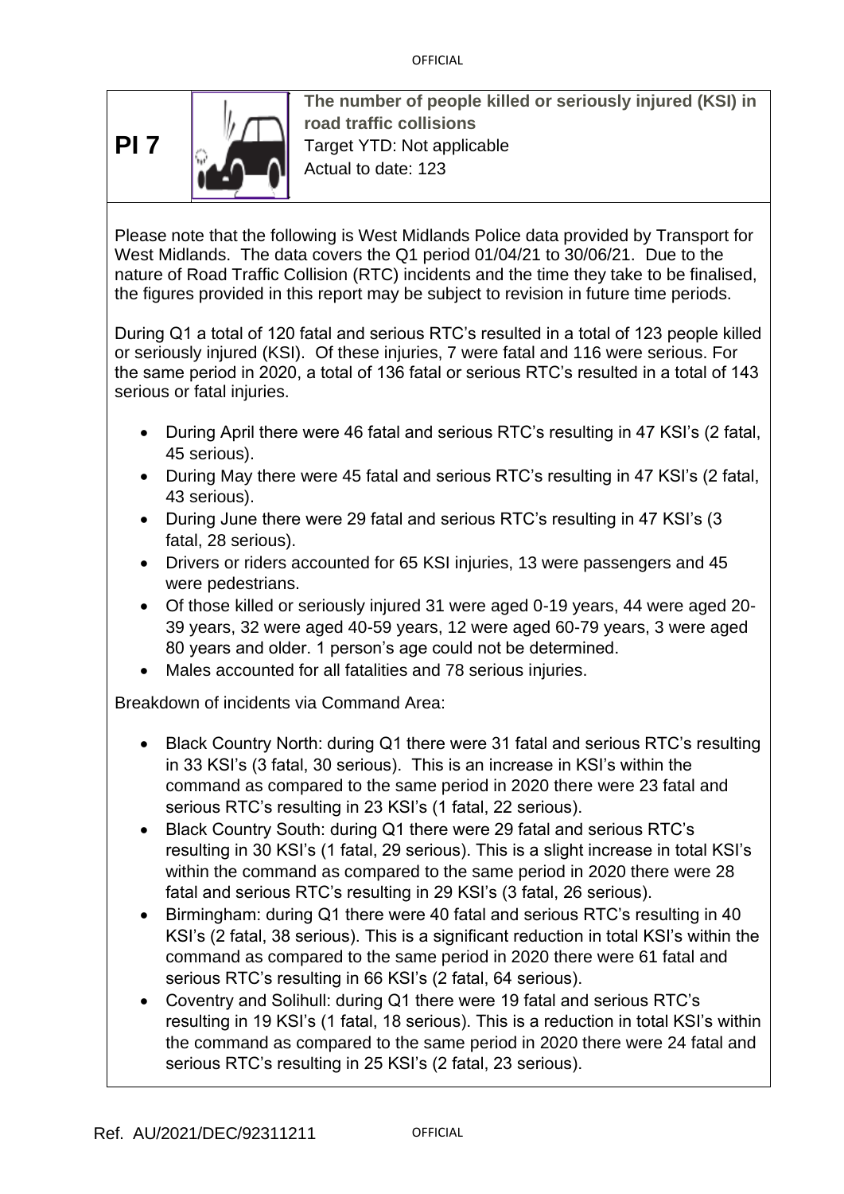**PI 7**

**The number of people killed or seriously injured (KSI) in road traffic collisions**
Target YTD: Not applicable
Actual to date: 123

Please note that the following is West Midlands Police data provided by Transport for West Midlands. The data covers the Q1 period 01/04/21 to 30/06/21. Due to the nature of Road Traffic Collision (RTC) incidents and the time they take to be finalised, the figures provided in this report may be subject to revision in future time periods.

During Q1 a total of 120 fatal and serious RTC's resulted in a total of 123 people killed or seriously injured (KSI). Of these injuries, 7 were fatal and 116 were serious. For the same period in 2020, a total of 136 fatal or serious RTC's resulted in a total of 143 serious or fatal injuries.

- During April there were 46 fatal and serious RTC's resulting in 47 KSI's (2 fatal, 45 serious).
- During May there were 45 fatal and serious RTC's resulting in 47 KSI's (2 fatal, 43 serious).
- During June there were 29 fatal and serious RTC's resulting in 47 KSI's (3 fatal, 28 serious).
- Drivers or riders accounted for 65 KSI injuries, 13 were passengers and 45 were pedestrians.
- Of those killed or seriously injured 31 were aged 0-19 years, 44 were aged 20-39 years, 32 were aged 40-59 years, 12 were aged 60-79 years, 3 were aged 80 years and older. 1 person's age could not be determined.
- Males accounted for all fatalities and 78 serious injuries.

Breakdown of incidents via Command Area:

- Black Country North: during Q1 there were 31 fatal and serious RTC's resulting in 33 KSI's (3 fatal, 30 serious). This is an increase in KSI's within the command as compared to the same period in 2020 there were 23 fatal and serious RTC's resulting in 23 KSI's (1 fatal, 22 serious).
- Black Country South: during Q1 there were 29 fatal and serious RTC's resulting in 30 KSI's (1 fatal, 29 serious). This is a slight increase in total KSI's within the command as compared to the same period in 2020 there were 28 fatal and serious RTC's resulting in 29 KSI's (3 fatal, 26 serious).
- Birmingham: during Q1 there were 40 fatal and serious RTC's resulting in 40 KSI's (2 fatal, 38 serious). This is a significant reduction in total KSI's within the command as compared to the same period in 2020 there were 61 fatal and serious RTC's resulting in 66 KSI's (2 fatal, 64 serious).
- Coventry and Solihull: during Q1 there were 19 fatal and serious RTC's resulting in 19 KSI's (1 fatal, 18 serious). This is a reduction in total KSI's within the command as compared to the same period in 2020 there were 24 fatal and serious RTC's resulting in 25 KSI's (2 fatal, 23 serious).

Ref. AU/2021/DEC/92311211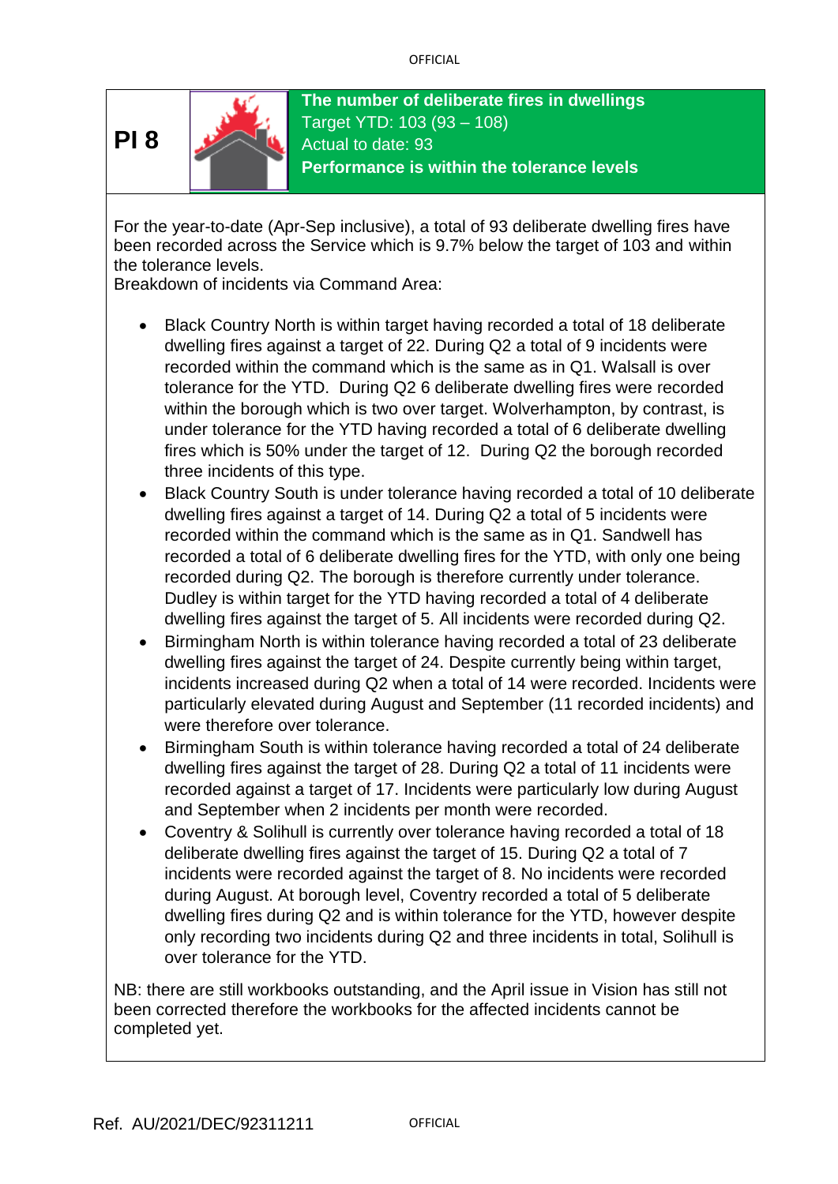**PI 8**

**The number of deliberate fires in dwellings**
Target YTD: 103 (93 – 108)
Actual to date: 93
**Performance is within the tolerance levels**

For the year-to-date (Apr-Sep inclusive), a total of 93 deliberate dwelling fires have been recorded across the Service which is 9.7% below the target of 103 and within the tolerance levels.
Breakdown of incidents via Command Area:

- Black Country North is within target having recorded a total of 18 deliberate dwelling fires against a target of 22. During Q2 a total of 9 incidents were recorded within the command which is the same as in Q1. Walsall is over tolerance for the YTD. During Q2 6 deliberate dwelling fires were recorded within the borough which is two over target. Wolverhampton, by contrast, is under tolerance for the YTD having recorded a total of 6 deliberate dwelling fires which is 50% under the target of 12. During Q2 the borough recorded three incidents of this type.
- Black Country South is under tolerance having recorded a total of 10 deliberate dwelling fires against a target of 14. During Q2 a total of 5 incidents were recorded within the command which is the same as in Q1. Sandwell has recorded a total of 6 deliberate dwelling fires for the YTD, with only one being recorded during Q2. The borough is therefore currently under tolerance. Dudley is within target for the YTD having recorded a total of 4 deliberate dwelling fires against the target of 5. All incidents were recorded during Q2.
- Birmingham North is within tolerance having recorded a total of 23 deliberate dwelling fires against the target of 24. Despite currently being within target, incidents increased during Q2 when a total of 14 were recorded. Incidents were particularly elevated during August and September (11 recorded incidents) and were therefore over tolerance.
- Birmingham South is within tolerance having recorded a total of 24 deliberate dwelling fires against the target of 28. During Q2 a total of 11 incidents were recorded against a target of 17. Incidents were particularly low during August and September when 2 incidents per month were recorded.
- Coventry & Solihull is currently over tolerance having recorded a total of 18 deliberate dwelling fires against the target of 15. During Q2 a total of 7 incidents were recorded against the target of 8. No incidents were recorded during August. At borough level, Coventry recorded a total of 5 deliberate dwelling fires during Q2 and is within tolerance for the YTD, however despite only recording two incidents during Q2 and three incidents in total, Solihull is over tolerance for the YTD.

NB: there are still workbooks outstanding, and the April issue in Vision has still not been corrected therefore the workbooks for the affected incidents cannot be completed yet.

Ref. AU/2021/DEC/92311211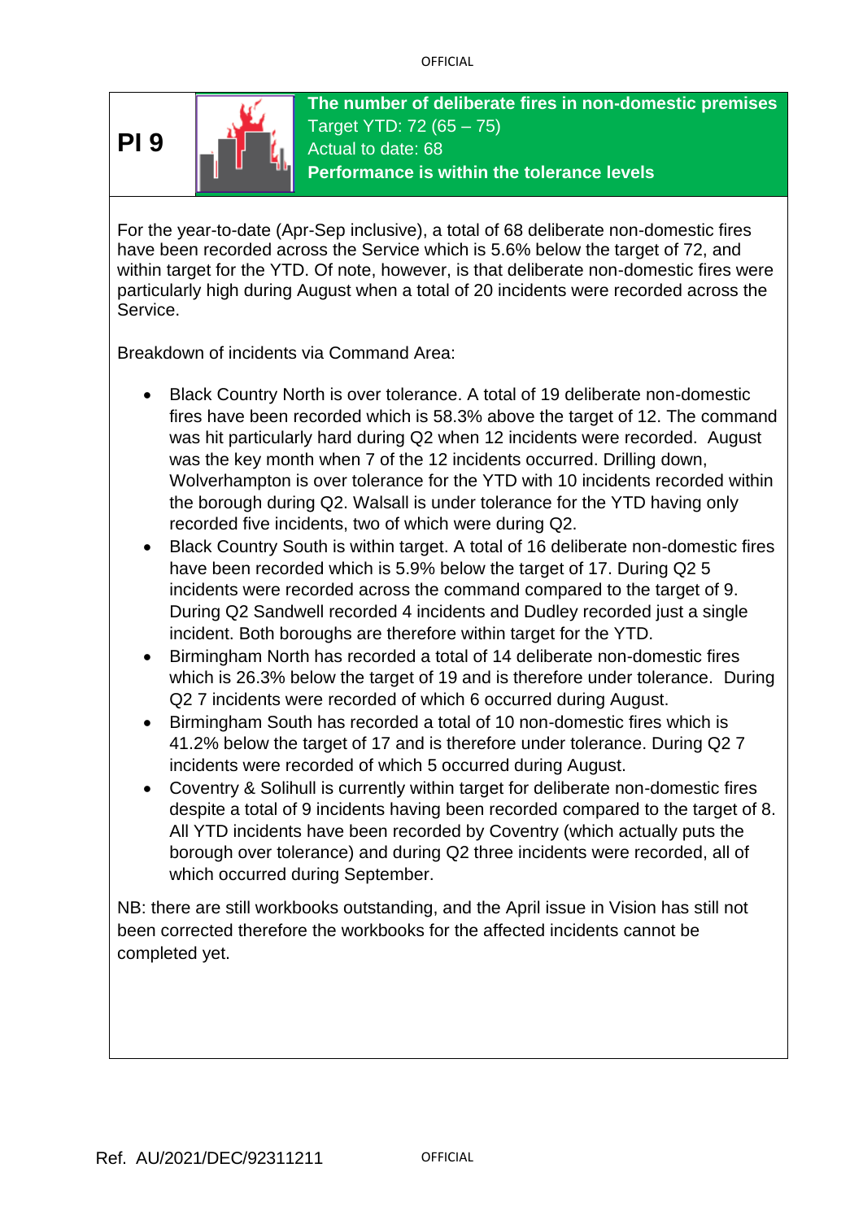**PI 9**

**The number of deliberate fires in non-domestic premises**
Target YTD: 72 (65 – 75)
Actual to date: 68
**Performance is within the tolerance levels**

For the year-to-date (Apr-Sep inclusive), a total of 68 deliberate non-domestic fires have been recorded across the Service which is 5.6% below the target of 72, and within target for the YTD. Of note, however, is that deliberate non-domestic fires were particularly high during August when a total of 20 incidents were recorded across the Service.

Breakdown of incidents via Command Area:

- Black Country North is over tolerance. A total of 19 deliberate non-domestic fires have been recorded which is 58.3% above the target of 12. The command was hit particularly hard during Q2 when 12 incidents were recorded. August was the key month when 7 of the 12 incidents occurred. Drilling down, Wolverhampton is over tolerance for the YTD with 10 incidents recorded within the borough during Q2. Walsall is under tolerance for the YTD having only recorded five incidents, two of which were during Q2.
- Black Country South is within target. A total of 16 deliberate non-domestic fires have been recorded which is 5.9% below the target of 17. During Q2 5 incidents were recorded across the command compared to the target of 9. During Q2 Sandwell recorded 4 incidents and Dudley recorded just a single incident. Both boroughs are therefore within target for the YTD.
- Birmingham North has recorded a total of 14 deliberate non-domestic fires which is 26.3% below the target of 19 and is therefore under tolerance. During Q2 7 incidents were recorded of which 6 occurred during August.
- Birmingham South has recorded a total of 10 non-domestic fires which is 41.2% below the target of 17 and is therefore under tolerance. During Q2 7 incidents were recorded of which 5 occurred during August.
- Coventry & Solihull is currently within target for deliberate non-domestic fires despite a total of 9 incidents having been recorded compared to the target of 8. All YTD incidents have been recorded by Coventry (which actually puts the borough over tolerance) and during Q2 three incidents were recorded, all of which occurred during September.

NB: there are still workbooks outstanding, and the April issue in Vision has still not been corrected therefore the workbooks for the affected incidents cannot be completed yet.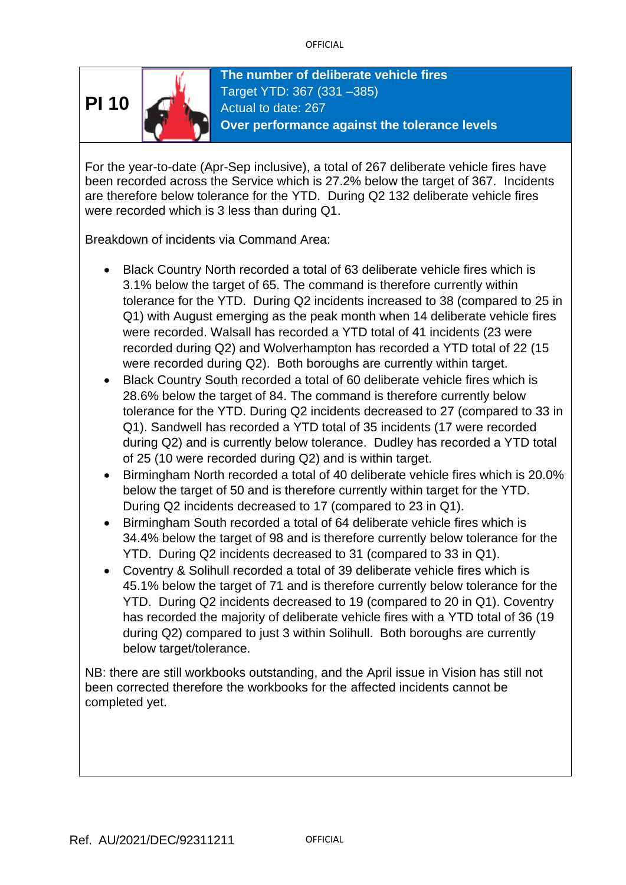## PI 10

**The number of deliberate vehicle fires**
Target YTD: 367 (331 –385)
Actual to date: 267
**Over performance against the tolerance levels**

For the year-to-date (Apr-Sep inclusive), a total of 267 deliberate vehicle fires have been recorded across the Service which is 27.2% below the target of 367. Incidents are therefore below tolerance for the YTD. During Q2 132 deliberate vehicle fires were recorded which is 3 less than during Q1.

Breakdown of incidents via Command Area:

- Black Country North recorded a total of 63 deliberate vehicle fires which is 3.1% below the target of 65. The command is therefore currently within tolerance for the YTD. During Q2 incidents increased to 38 (compared to 25 in Q1) with August emerging as the peak month when 14 deliberate vehicle fires were recorded. Walsall has recorded a YTD total of 41 incidents (23 were recorded during Q2) and Wolverhampton has recorded a YTD total of 22 (15 were recorded during Q2). Both boroughs are currently within target.
- Black Country South recorded a total of 60 deliberate vehicle fires which is 28.6% below the target of 84. The command is therefore currently below tolerance for the YTD. During Q2 incidents decreased to 27 (compared to 33 in Q1). Sandwell has recorded a YTD total of 35 incidents (17 were recorded during Q2) and is currently below tolerance. Dudley has recorded a YTD total of 25 (10 were recorded during Q2) and is within target.
- Birmingham North recorded a total of 40 deliberate vehicle fires which is 20.0% below the target of 50 and is therefore currently within target for the YTD. During Q2 incidents decreased to 17 (compared to 23 in Q1).
- Birmingham South recorded a total of 64 deliberate vehicle fires which is 34.4% below the target of 98 and is therefore currently below tolerance for the YTD. During Q2 incidents decreased to 31 (compared to 33 in Q1).
- Coventry & Solihull recorded a total of 39 deliberate vehicle fires which is 45.1% below the target of 71 and is therefore currently below tolerance for the YTD. During Q2 incidents decreased to 19 (compared to 20 in Q1). Coventry has recorded the majority of deliberate vehicle fires with a YTD total of 36 (19 during Q2) compared to just 3 within Solihull. Both boroughs are currently below target/tolerance.

NB: there are still workbooks outstanding, and the April issue in Vision has still not been corrected therefore the workbooks for the affected incidents cannot be completed yet.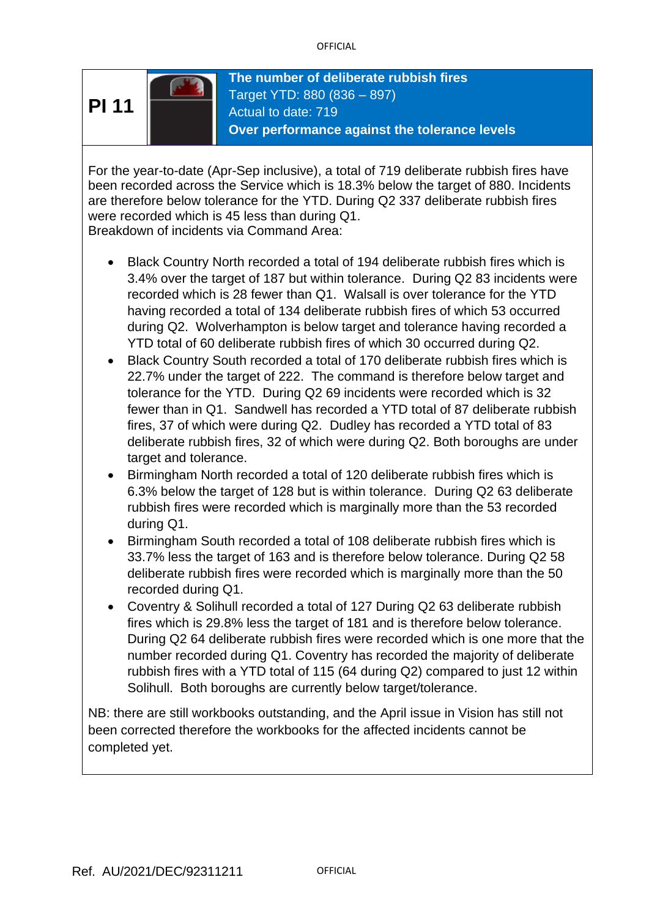**PI 11**

**The number of deliberate rubbish fires**
Target YTD: 880 (836 – 897)
Actual to date: 719
**Over performance against the tolerance levels**

For the year-to-date (Apr-Sep inclusive), a total of 719 deliberate rubbish fires have been recorded across the Service which is 18.3% below the target of 880. Incidents are therefore below tolerance for the YTD. During Q2 337 deliberate rubbish fires were recorded which is 45 less than during Q1.
Breakdown of incidents via Command Area:

- Black Country North recorded a total of 194 deliberate rubbish fires which is 3.4% over the target of 187 but within tolerance. During Q2 83 incidents were recorded which is 28 fewer than Q1. Walsall is over tolerance for the YTD having recorded a total of 134 deliberate rubbish fires of which 53 occurred during Q2. Wolverhampton is below target and tolerance having recorded a YTD total of 60 deliberate rubbish fires of which 30 occurred during Q2.
- Black Country South recorded a total of 170 deliberate rubbish fires which is 22.7% under the target of 222. The command is therefore below target and tolerance for the YTD. During Q2 69 incidents were recorded which is 32 fewer than in Q1. Sandwell has recorded a YTD total of 87 deliberate rubbish fires, 37 of which were during Q2. Dudley has recorded a YTD total of 83 deliberate rubbish fires, 32 of which were during Q2. Both boroughs are under target and tolerance.
- Birmingham North recorded a total of 120 deliberate rubbish fires which is 6.3% below the target of 128 but is within tolerance. During Q2 63 deliberate rubbish fires were recorded which is marginally more than the 53 recorded during Q1.
- Birmingham South recorded a total of 108 deliberate rubbish fires which is 33.7% less the target of 163 and is therefore below tolerance. During Q2 58 deliberate rubbish fires were recorded which is marginally more than the 50 recorded during Q1.
- Coventry & Solihull recorded a total of 127 During Q2 63 deliberate rubbish fires which is 29.8% less the target of 181 and is therefore below tolerance. During Q2 64 deliberate rubbish fires were recorded which is one more that the number recorded during Q1. Coventry has recorded the majority of deliberate rubbish fires with a YTD total of 115 (64 during Q2) compared to just 12 within Solihull. Both boroughs are currently below target/tolerance.

NB: there are still workbooks outstanding, and the April issue in Vision has still not been corrected therefore the workbooks for the affected incidents cannot be completed yet.

Ref. AU/2021/DEC/92311211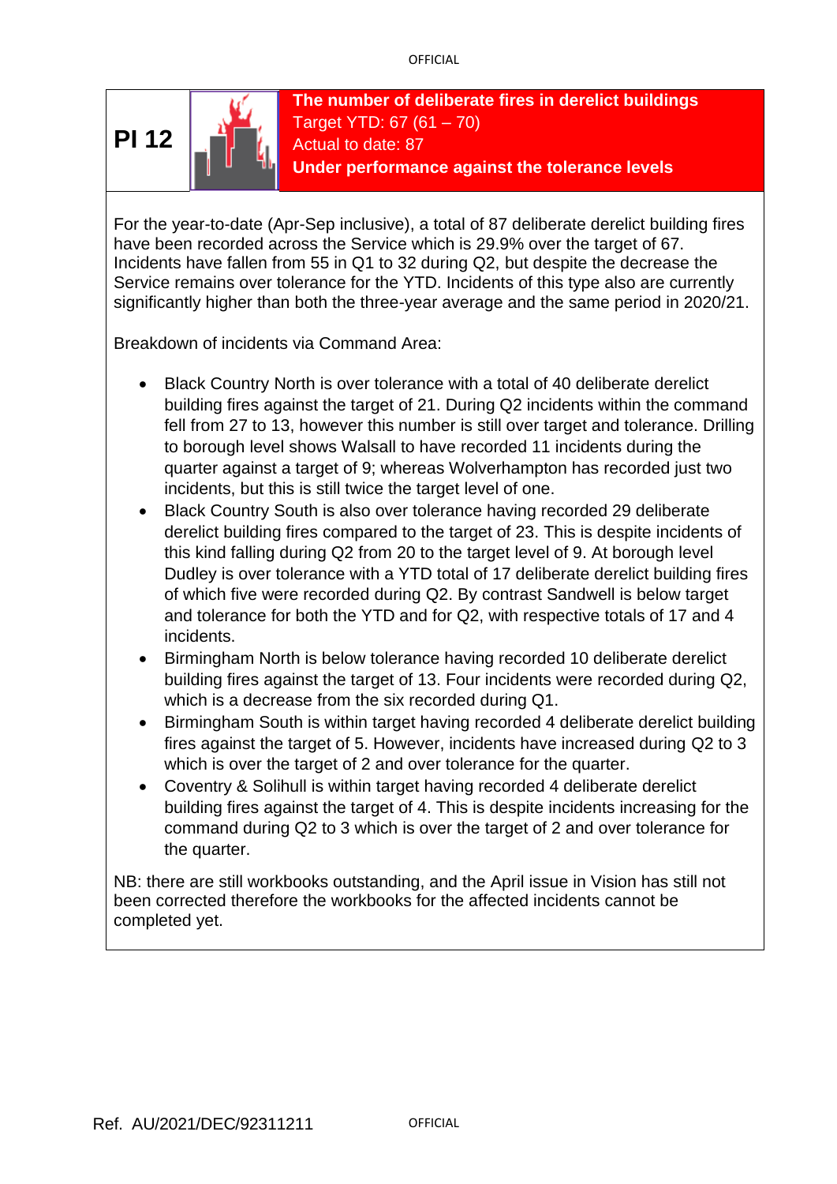## PI 12

**The number of deliberate fires in derelict buildings**
Target YTD: 67 (61 – 70)
Actual to date: 87
**Under performance against the tolerance levels**

For the year-to-date (Apr-Sep inclusive), a total of 87 deliberate derelict building fires have been recorded across the Service which is 29.9% over the target of 67. Incidents have fallen from 55 in Q1 to 32 during Q2, but despite the decrease the Service remains over tolerance for the YTD. Incidents of this type also are currently significantly higher than both the three-year average and the same period in 2020/21.

Breakdown of incidents via Command Area:

- Black Country North is over tolerance with a total of 40 deliberate derelict building fires against the target of 21. During Q2 incidents within the command fell from 27 to 13, however this number is still over target and tolerance. Drilling to borough level shows Walsall to have recorded 11 incidents during the quarter against a target of 9; whereas Wolverhampton has recorded just two incidents, but this is still twice the target level of one.
- Black Country South is also over tolerance having recorded 29 deliberate derelict building fires compared to the target of 23. This is despite incidents of this kind falling during Q2 from 20 to the target level of 9. At borough level Dudley is over tolerance with a YTD total of 17 deliberate derelict building fires of which five were recorded during Q2. By contrast Sandwell is below target and tolerance for both the YTD and for Q2, with respective totals of 17 and 4 incidents.
- Birmingham North is below tolerance having recorded 10 deliberate derelict building fires against the target of 13. Four incidents were recorded during Q2, which is a decrease from the six recorded during Q1.
- Birmingham South is within target having recorded 4 deliberate derelict building fires against the target of 5. However, incidents have increased during Q2 to 3 which is over the target of 2 and over tolerance for the quarter.
- Coventry & Solihull is within target having recorded 4 deliberate derelict building fires against the target of 4. This is despite incidents increasing for the command during Q2 to 3 which is over the target of 2 and over tolerance for the quarter.

NB: there are still workbooks outstanding, and the April issue in Vision has still not been corrected therefore the workbooks for the affected incidents cannot be completed yet.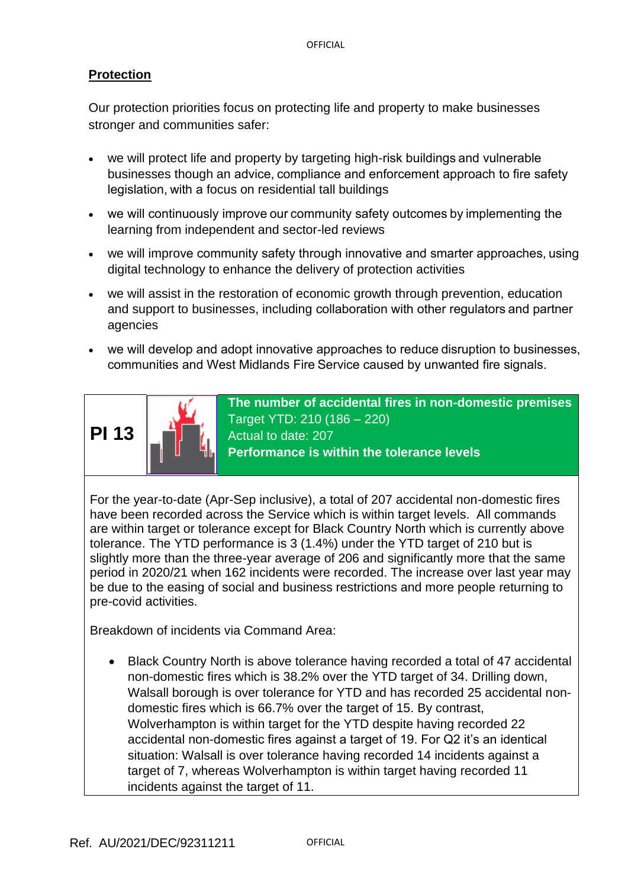## Protection

Our protection priorities focus on protecting life and property to make businesses stronger and communities safer:

- we will protect life and property by targeting high-risk buildings and vulnerable businesses though an advice, compliance and enforcement approach to fire safety legislation, with a focus on residential tall buildings
- we will continuously improve our community safety outcomes by implementing the learning from independent and sector-led reviews
- we will improve community safety through innovative and smarter approaches, using digital technology to enhance the delivery of protection activities
- we will assist in the restoration of economic growth through prevention, education and support to businesses, including collaboration with other regulators and partner agencies
- we will develop and adopt innovative approaches to reduce disruption to businesses, communities and West Midlands Fire Service caused by unwanted fire signals.

| PI 13 | **The number of accidental fires in non-domestic premises**<br>Target YTD: 210 (186 – 220)<br>Actual to date: 207<br>**Performance is within the tolerance levels** |
|---|---|

For the year-to-date (Apr-Sep inclusive), a total of 207 accidental non-domestic fires have been recorded across the Service which is within target levels. All commands are within target or tolerance except for Black Country North which is currently above tolerance. The YTD performance is 3 (1.4%) under the YTD target of 210 but is slightly more than the three-year average of 206 and significantly more that the same period in 2020/21 when 162 incidents were recorded. The increase over last year may be due to the easing of social and business restrictions and more people returning to pre-covid activities.

Breakdown of incidents via Command Area:

- Black Country North is above tolerance having recorded a total of 47 accidental non-domestic fires which is 38.2% over the YTD target of 34. Drilling down, Walsall borough is over tolerance for YTD and has recorded 25 accidental non-domestic fires which is 66.7% over the target of 15. By contrast, Wolverhampton is within target for the YTD despite having recorded 22 accidental non-domestic fires against a target of 19. For Q2 it's an identical situation: Walsall is over tolerance having recorded 14 incidents against a target of 7, whereas Wolverhampton is within target having recorded 11 incidents against the target of 11.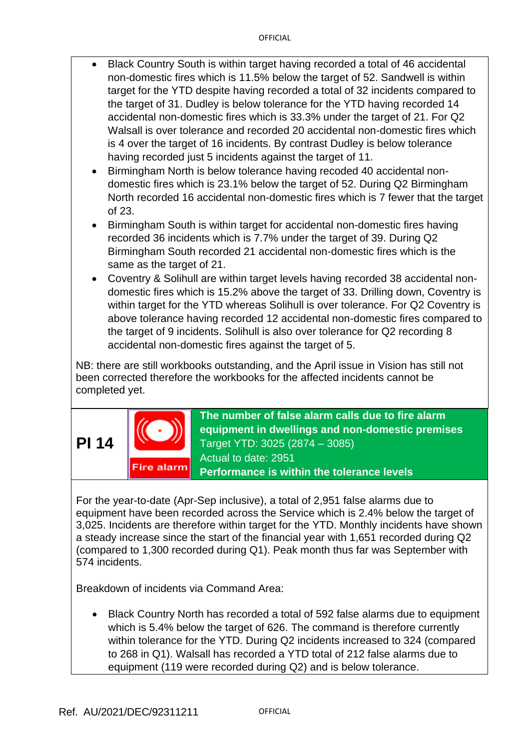- Black Country South is within target having recorded a total of 46 accidental non-domestic fires which is 11.5% below the target of 52. Sandwell is within target for the YTD despite having recorded a total of 32 incidents compared to the target of 31. Dudley is below tolerance for the YTD having recorded 14 accidental non-domestic fires which is 33.3% under the target of 21. For Q2 Walsall is over tolerance and recorded 20 accidental non-domestic fires which is 4 over the target of 16 incidents. By contrast Dudley is below tolerance having recorded just 5 incidents against the target of 11.
- Birmingham North is below tolerance having recoded 40 accidental non-domestic fires which is 23.1% below the target of 52. During Q2 Birmingham North recorded 16 accidental non-domestic fires which is 7 fewer that the target of 23.
- Birmingham South is within target for accidental non-domestic fires having recorded 36 incidents which is 7.7% under the target of 39. During Q2 Birmingham South recorded 21 accidental non-domestic fires which is the same as the target of 21.
- Coventry & Solihull are within target levels having recorded 38 accidental non-domestic fires which is 15.2% above the target of 33. Drilling down, Coventry is within target for the YTD whereas Solihull is over tolerance. For Q2 Coventry is above tolerance having recorded 12 accidental non-domestic fires compared to the target of 9 incidents. Solihull is also over tolerance for Q2 recording 8 accidental non-domestic fires against the target of 5.

NB: there are still workbooks outstanding, and the April issue in Vision has still not been corrected therefore the workbooks for the affected incidents cannot be completed yet.

## PI 14

Fire alarm

**The number of false alarm calls due to fire alarm equipment in dwellings and non-domestic premises**
Target YTD: 3025 (2874 – 3085)
Actual to date: 2951
**Performance is within the tolerance levels**

For the year-to-date (Apr-Sep inclusive), a total of 2,951 false alarms due to equipment have been recorded across the Service which is 2.4% below the target of 3,025. Incidents are therefore within target for the YTD. Monthly incidents have shown a steady increase since the start of the financial year with 1,651 recorded during Q2 (compared to 1,300 recorded during Q1). Peak month thus far was September with 574 incidents.

Breakdown of incidents via Command Area:

- Black Country North has recorded a total of 592 false alarms due to equipment which is 5.4% below the target of 626. The command is therefore currently within tolerance for the YTD. During Q2 incidents increased to 324 (compared to 268 in Q1). Walsall has recorded a YTD total of 212 false alarms due to equipment (119 were recorded during Q2) and is below tolerance.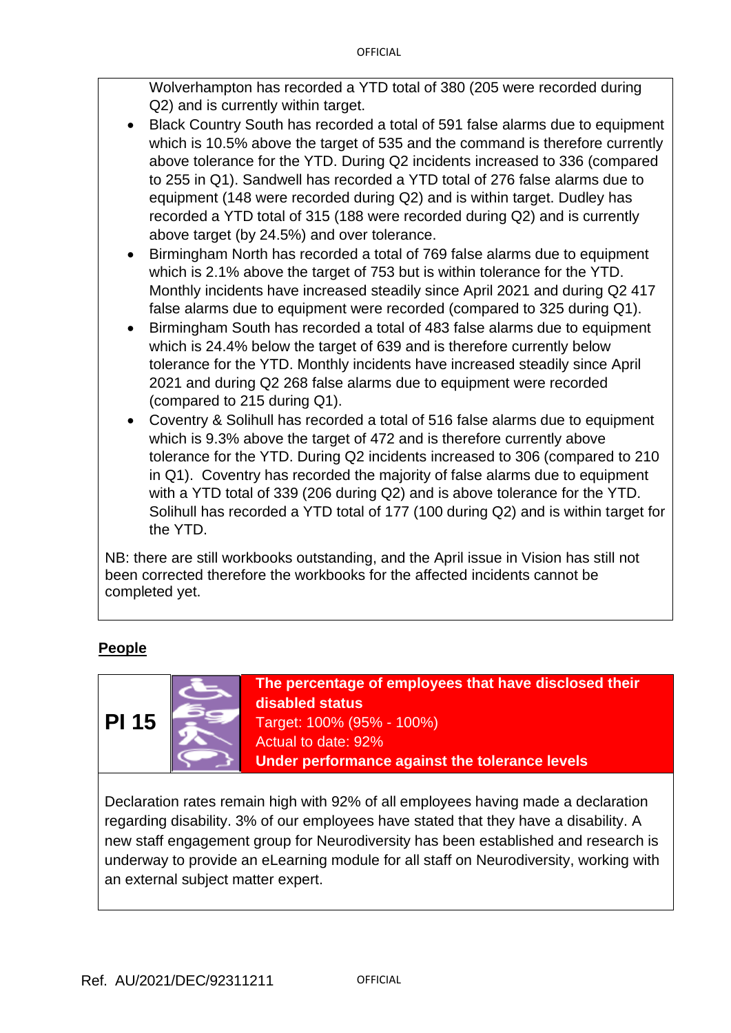Wolverhampton has recorded a YTD total of 380 (205 were recorded during Q2) and is currently within target.

- Black Country South has recorded a total of 591 false alarms due to equipment which is 10.5% above the target of 535 and the command is therefore currently above tolerance for the YTD. During Q2 incidents increased to 336 (compared to 255 in Q1). Sandwell has recorded a YTD total of 276 false alarms due to equipment (148 were recorded during Q2) and is within target. Dudley has recorded a YTD total of 315 (188 were recorded during Q2) and is currently above target (by 24.5%) and over tolerance.
- Birmingham North has recorded a total of 769 false alarms due to equipment which is 2.1% above the target of 753 but is within tolerance for the YTD. Monthly incidents have increased steadily since April 2021 and during Q2 417 false alarms due to equipment were recorded (compared to 325 during Q1).
- Birmingham South has recorded a total of 483 false alarms due to equipment which is 24.4% below the target of 639 and is therefore currently below tolerance for the YTD. Monthly incidents have increased steadily since April 2021 and during Q2 268 false alarms due to equipment were recorded (compared to 215 during Q1).
- Coventry & Solihull has recorded a total of 516 false alarms due to equipment which is 9.3% above the target of 472 and is therefore currently above tolerance for the YTD. During Q2 incidents increased to 306 (compared to 210 in Q1). Coventry has recorded the majority of false alarms due to equipment with a YTD total of 339 (206 during Q2) and is above tolerance for the YTD. Solihull has recorded a YTD total of 177 (100 during Q2) and is within target for the YTD.

NB: there are still workbooks outstanding, and the April issue in Vision has still not been corrected therefore the workbooks for the affected incidents cannot be completed yet.

## People

| PI 15 | **The percentage of employees that have disclosed their disabled status**<br>Target: 100% (95% - 100%)<br>Actual to date: 92%<br>**Under performance against the tolerance levels** |
|---|---|

Declaration rates remain high with 92% of all employees having made a declaration regarding disability. 3% of our employees have stated that they have a disability. A new staff engagement group for Neurodiversity has been established and research is underway to provide an eLearning module for all staff on Neurodiversity, working with an external subject matter expert.

Ref. AU/2021/DEC/92311211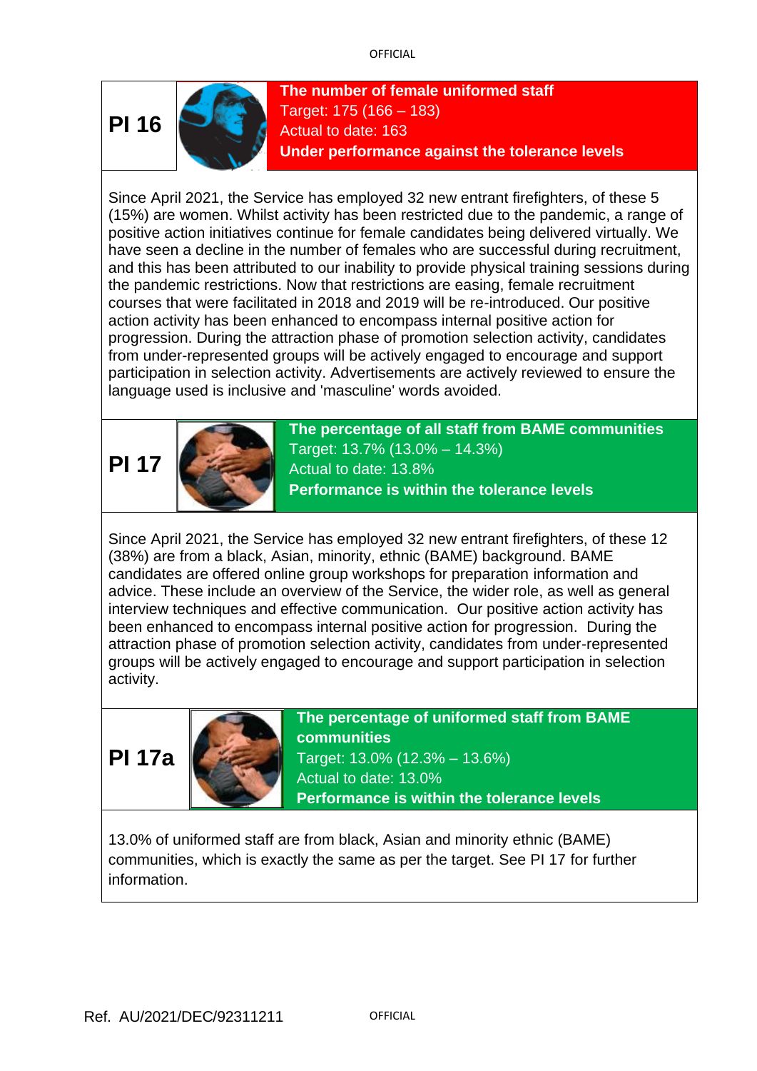## PI 16

**The number of female uniformed staff**
Target: 175 (166 – 183)
Actual to date: 163
**Under performance against the tolerance levels**

Since April 2021, the Service has employed 32 new entrant firefighters, of these 5 (15%) are women. Whilst activity has been restricted due to the pandemic, a range of positive action initiatives continue for female candidates being delivered virtually. We have seen a decline in the number of females who are successful during recruitment, and this has been attributed to our inability to provide physical training sessions during the pandemic restrictions. Now that restrictions are easing, female recruitment courses that were facilitated in 2018 and 2019 will be re-introduced. Our positive action activity has been enhanced to encompass internal positive action for progression. During the attraction phase of promotion selection activity, candidates from under-represented groups will be actively engaged to encourage and support participation in selection activity. Advertisements are actively reviewed to ensure the language used is inclusive and 'masculine' words avoided.

## PI 17

**The percentage of all staff from BAME communities**
Target: 13.7% (13.0% – 14.3%)
Actual to date: 13.8%
**Performance is within the tolerance levels**

Since April 2021, the Service has employed 32 new entrant firefighters, of these 12 (38%) are from a black, Asian, minority, ethnic (BAME) background. BAME candidates are offered online group workshops for preparation information and advice. These include an overview of the Service, the wider role, as well as general interview techniques and effective communication. Our positive action activity has been enhanced to encompass internal positive action for progression. During the attraction phase of promotion selection activity, candidates from under-represented groups will be actively engaged to encourage and support participation in selection activity.

## PI 17a

**The percentage of uniformed staff from BAME communities**
Target: 13.0% (12.3% – 13.6%)
Actual to date: 13.0%
**Performance is within the tolerance levels**

13.0% of uniformed staff are from black, Asian and minority ethnic (BAME) communities, which is exactly the same as per the target. See PI 17 for further information.

Ref. AU/2021/DEC/92311211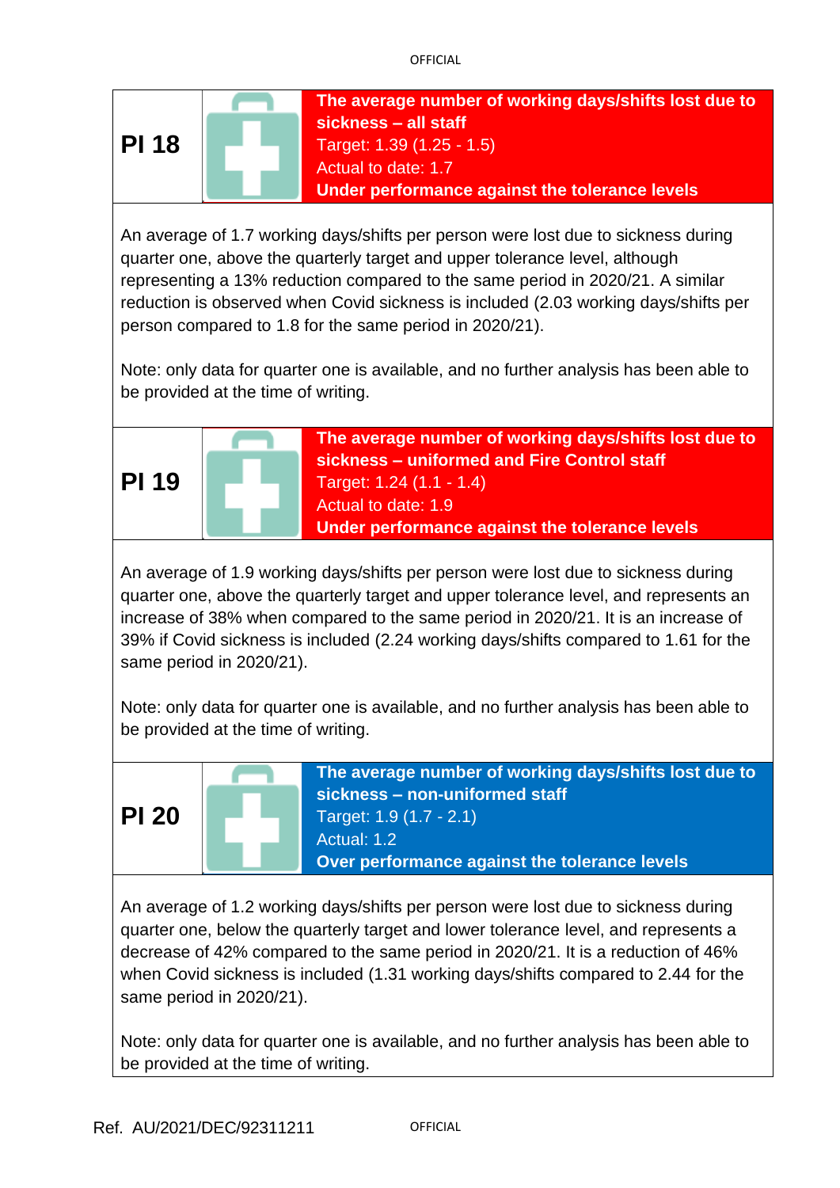## PI 18

**The average number of working days/shifts lost due to sickness – all staff**
Target: 1.39 (1.25 - 1.5)
Actual to date: 1.7
**Under performance against the tolerance levels**

An average of 1.7 working days/shifts per person were lost due to sickness during quarter one, above the quarterly target and upper tolerance level, although representing a 13% reduction compared to the same period in 2020/21. A similar reduction is observed when Covid sickness is included (2.03 working days/shifts per person compared to 1.8 for the same period in 2020/21).

Note: only data for quarter one is available, and no further analysis has been able to be provided at the time of writing.

## PI 19

**The average number of working days/shifts lost due to sickness – uniformed and Fire Control staff**
Target: 1.24 (1.1 - 1.4)
Actual to date: 1.9
**Under performance against the tolerance levels**

An average of 1.9 working days/shifts per person were lost due to sickness during quarter one, above the quarterly target and upper tolerance level, and represents an increase of 38% when compared to the same period in 2020/21. It is an increase of 39% if Covid sickness is included (2.24 working days/shifts compared to 1.61 for the same period in 2020/21).

Note: only data for quarter one is available, and no further analysis has been able to be provided at the time of writing.

## PI 20

**The average number of working days/shifts lost due to sickness – non-uniformed staff**
Target: 1.9 (1.7 - 2.1)
Actual: 1.2
**Over performance against the tolerance levels**

An average of 1.2 working days/shifts per person were lost due to sickness during quarter one, below the quarterly target and lower tolerance level, and represents a decrease of 42% compared to the same period in 2020/21. It is a reduction of 46% when Covid sickness is included (1.31 working days/shifts compared to 2.44 for the same period in 2020/21).

Note: only data for quarter one is available, and no further analysis has been able to be provided at the time of writing.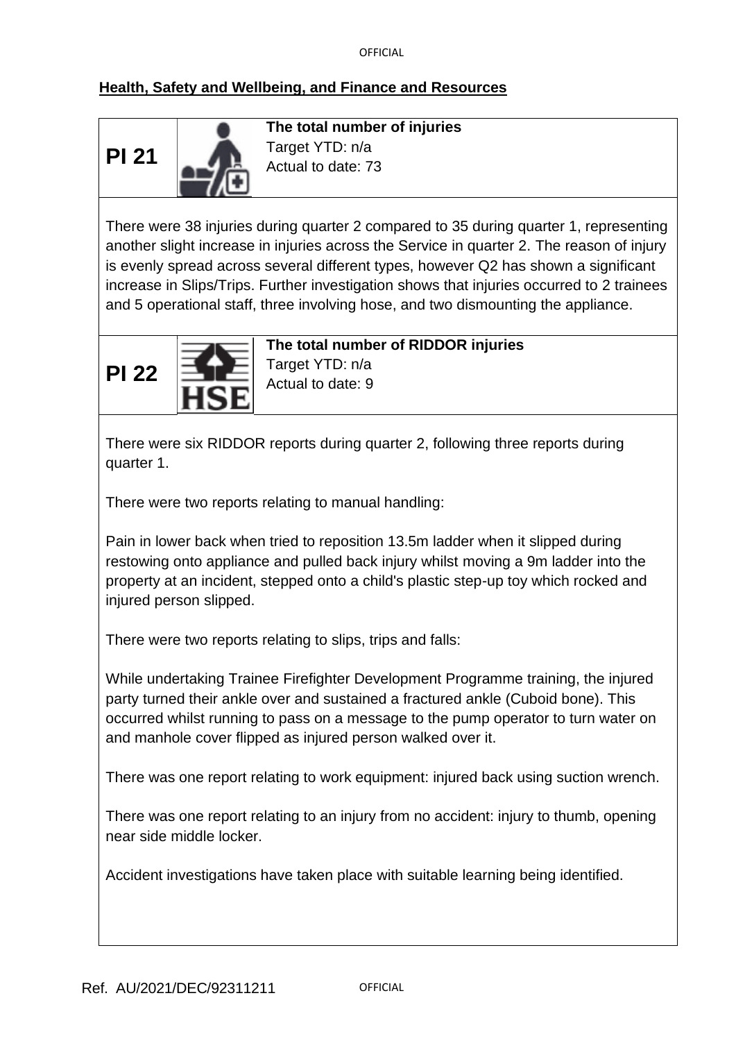## Health, Safety and Wellbeing, and Finance and Resources

| **PI 21** | **The total number of injuries**<br>Target YTD: n/a<br>Actual to date: 73 |
|---|---|

There were 38 injuries during quarter 2 compared to 35 during quarter 1, representing another slight increase in injuries across the Service in quarter 2. The reason of injury is evenly spread across several different types, however Q2 has shown a significant increase in Slips/Trips. Further investigation shows that injuries occurred to 2 trainees and 5 operational staff, three involving hose, and two dismounting the appliance.

| **PI 22** | **The total number of RIDDOR injuries**<br>Target YTD: n/a<br>Actual to date: 9 |
|---|---|

There were six RIDDOR reports during quarter 2, following three reports during quarter 1.

There were two reports relating to manual handling:

Pain in lower back when tried to reposition 13.5m ladder when it slipped during restowing onto appliance and pulled back injury whilst moving a 9m ladder into the property at an incident, stepped onto a child's plastic step-up toy which rocked and injured person slipped.

There were two reports relating to slips, trips and falls:

While undertaking Trainee Firefighter Development Programme training, the injured party turned their ankle over and sustained a fractured ankle (Cuboid bone). This occurred whilst running to pass on a message to the pump operator to turn water on and manhole cover flipped as injured person walked over it.

There was one report relating to work equipment: injured back using suction wrench.

There was one report relating to an injury from no accident: injury to thumb, opening near side middle locker.

Accident investigations have taken place with suitable learning being identified.

Ref. AU/2021/DEC/92311211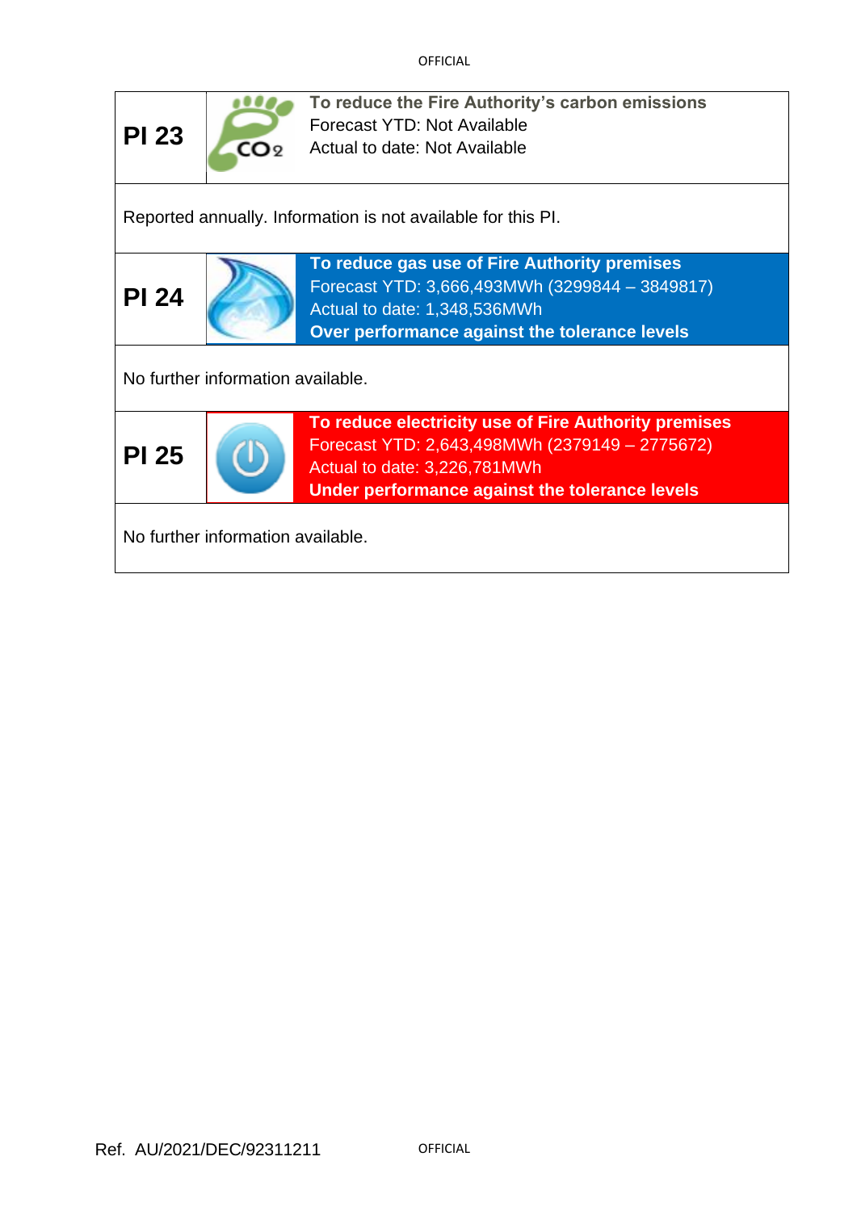| | | |
|---|---|---|
| **PI 23** | | **To reduce the Fire Authority's carbon emissions**<br>Forecast YTD: Not Available<br>Actual to date: Not Available |
| Reported annually. Information is not available for this PI. | | |
| **PI 24** | | **To reduce gas use of Fire Authority premises**<br>Forecast YTD: 3,666,493MWh (3299844 – 3849817)<br>Actual to date: 1,348,536MWh<br>**Over performance against the tolerance levels** |
| No further information available. | | |
| **PI 25** | | **To reduce electricity use of Fire Authority premises**<br>Forecast YTD: 2,643,498MWh (2379149 – 2775672)<br>Actual to date: 3,226,781MWh<br>**Under performance against the tolerance levels** |
| No further information available. | | |

Ref. AU/2021/DEC/92311211